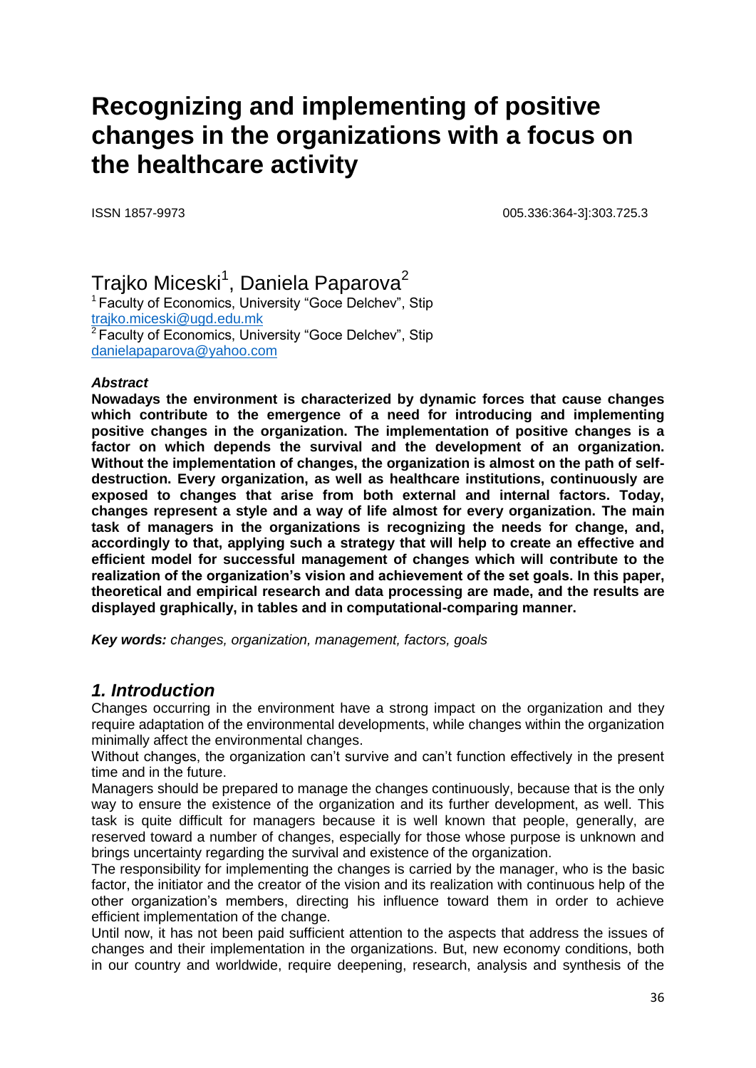# Recognizing and implementing of positive changes in the organizations with a focus on the healthcare activity

ISSN 1857-9973 005.336:364-3]:303.725.3

## Trajko Miceski[1], Daniela Paparova[2]

[1] Faculty of Economics, University "Goce Delchev", Stip
trajko.miceski@ugd.edu.mk
[2] Faculty of Economics, University "Goce Delchev", Stip
danielapaparova@yahoo.com

***Abstract***

**Nowadays the environment is characterized by dynamic forces that cause changes which contribute to the emergence of a need for introducing and implementing positive changes in the organization. The implementation of positive changes is a factor on which depends the survival and the development of an organization. Without the implementation of changes, the organization is almost on the path of self-destruction. Every organization, as well as healthcare institutions, continuously are exposed to changes that arise from both external and internal factors. Today, changes represent a style and a way of life almost for every organization. The main task of managers in the organizations is recognizing the needs for change, and, accordingly to that, applying such a strategy that will help to create an effective and efficient model for successful management of changes which will contribute to the realization of the organization's vision and achievement of the set goals. In this paper, theoretical and empirical research and data processing are made, and the results are displayed graphically, in tables and in computational-comparing manner.**

***Key words:*** *changes, organization, management, factors, goals*

## *1. Introduction*

Changes occurring in the environment have a strong impact on the organization and they require adaptation of the environmental developments, while changes within the organization minimally affect the environmental changes.

Without changes, the organization can't survive and can't function effectively in the present time and in the future.

Managers should be prepared to manage the changes continuously, because that is the only way to ensure the existence of the organization and its further development, as well. This task is quite difficult for managers because it is well known that people, generally, are reserved toward a number of changes, especially for those whose purpose is unknown and brings uncertainty regarding the survival and existence of the organization.

The responsibility for implementing the changes is carried by the manager, who is the basic factor, the initiator and the creator of the vision and its realization with continuous help of the other organization's members, directing his influence toward them in order to achieve efficient implementation of the change.

Until now, it has not been paid sufficient attention to the aspects that address the issues of changes and their implementation in the organizations. But, new economy conditions, both in our country and worldwide, require deepening, research, analysis and synthesis of the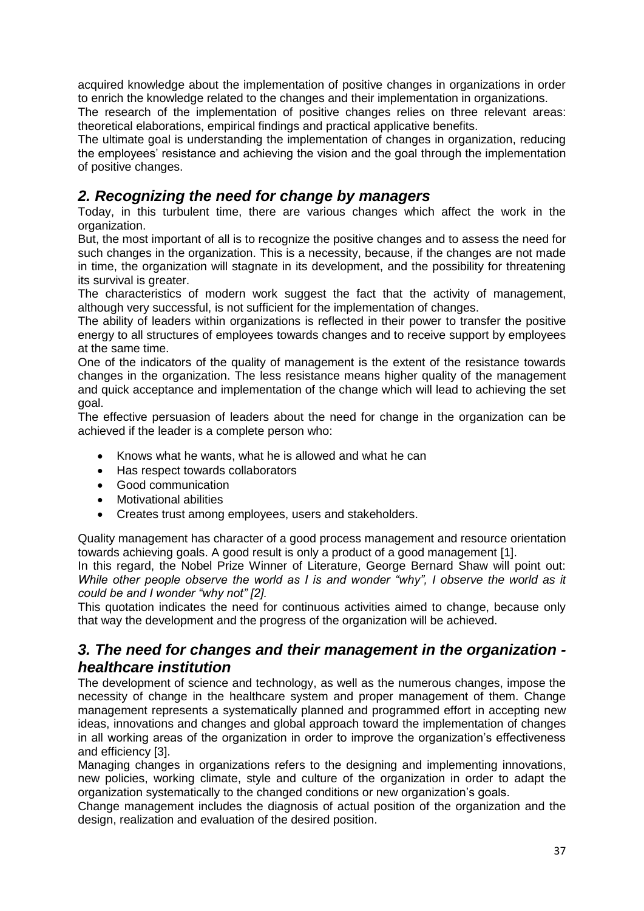acquired knowledge about the implementation of positive changes in organizations in order to enrich the knowledge related to the changes and their implementation in organizations.

The research of the implementation of positive changes relies on three relevant areas: theoretical elaborations, empirical findings and practical applicative benefits.

The ultimate goal is understanding the implementation of changes in organization, reducing the employees' resistance and achieving the vision and the goal through the implementation of positive changes.

## *2. Recognizing the need for change by managers*

Today, in this turbulent time, there are various changes which affect the work in the organization.

But, the most important of all is to recognize the positive changes and to assess the need for such changes in the organization. This is a necessity, because, if the changes are not made in time, the organization will stagnate in its development, and the possibility for threatening its survival is greater.

The characteristics of modern work suggest the fact that the activity of management, although very successful, is not sufficient for the implementation of changes.

The ability of leaders within organizations is reflected in their power to transfer the positive energy to all structures of employees towards changes and to receive support by employees at the same time.

One of the indicators of the quality of management is the extent of the resistance towards changes in the organization. The less resistance means higher quality of the management and quick acceptance and implementation of the change which will lead to achieving the set goal.

The effective persuasion of leaders about the need for change in the organization can be achieved if the leader is a complete person who:

- Knows what he wants, what he is allowed and what he can
- Has respect towards collaborators
- Good communication
- Motivational abilities
- Creates trust among employees, users and stakeholders.

Quality management has character of a good process management and resource orientation towards achieving goals. A good result is only a product of a good management [1].

In this regard, the Nobel Prize Winner of Literature, George Bernard Shaw will point out: *While other people observe the world as I is and wonder "why", I observe the world as it could be and I wonder "why not" [2].*

This quotation indicates the need for continuous activities aimed to change, because only that way the development and the progress of the organization will be achieved.

## *3. The need for changes and their management in the organization - healthcare institution*

The development of science and technology, as well as the numerous changes, impose the necessity of change in the healthcare system and proper management of them. Change management represents a systematically planned and programmed effort in accepting new ideas, innovations and changes and global approach toward the implementation of changes in all working areas of the organization in order to improve the organization's effectiveness and efficiency [3].

Managing changes in organizations refers to the designing and implementing innovations, new policies, working climate, style and culture of the organization in order to adapt the organization systematically to the changed conditions or new organization's goals.

Change management includes the diagnosis of actual position of the organization and the design, realization and evaluation of the desired position.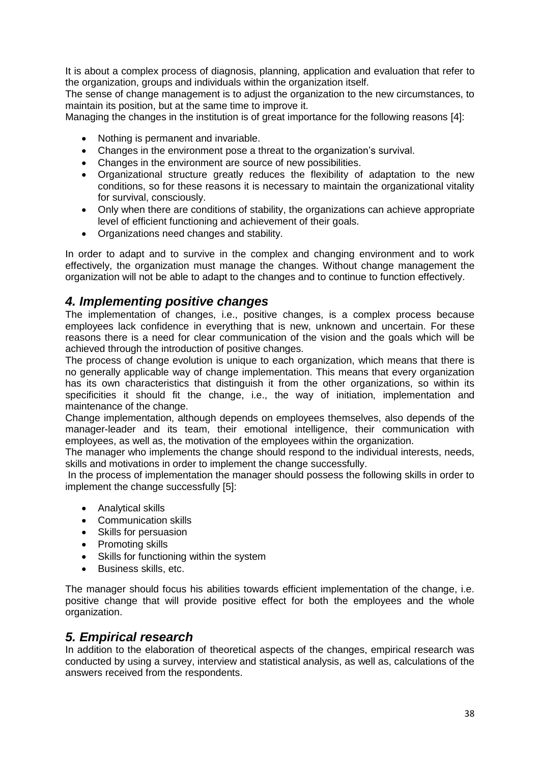It is about a complex process of diagnosis, planning, application and evaluation that refer to the organization, groups and individuals within the organization itself.

The sense of change management is to adjust the organization to the new circumstances, to maintain its position, but at the same time to improve it.

Managing the changes in the institution is of great importance for the following reasons [4]:

- Nothing is permanent and invariable.
- Changes in the environment pose a threat to the organization's survival.
- Changes in the environment are source of new possibilities.
- Organizational structure greatly reduces the flexibility of adaptation to the new conditions, so for these reasons it is necessary to maintain the organizational vitality for survival, consciously.
- Only when there are conditions of stability, the organizations can achieve appropriate level of efficient functioning and achievement of their goals.
- Organizations need changes and stability.

In order to adapt and to survive in the complex and changing environment and to work effectively, the organization must manage the changes. Without change management the organization will not be able to adapt to the changes and to continue to function effectively.

## *4. Implementing positive changes*

The implementation of changes, i.e., positive changes, is a complex process because employees lack confidence in everything that is new, unknown and uncertain. For these reasons there is a need for clear communication of the vision and the goals which will be achieved through the introduction of positive changes.

The process of change evolution is unique to each organization, which means that there is no generally applicable way of change implementation. This means that every organization has its own characteristics that distinguish it from the other organizations, so within its specificities it should fit the change, i.e., the way of initiation, implementation and maintenance of the change.

Change implementation, although depends on employees themselves, also depends of the manager-leader and its team, their emotional intelligence, their communication with employees, as well as, the motivation of the employees within the organization.

The manager who implements the change should respond to the individual interests, needs, skills and motivations in order to implement the change successfully.

In the process of implementation the manager should possess the following skills in order to implement the change successfully [5]:

- Analytical skills
- Communication skills
- Skills for persuasion
- Promoting skills
- Skills for functioning within the system
- Business skills, etc.

The manager should focus his abilities towards efficient implementation of the change, i.e. positive change that will provide positive effect for both the employees and the whole organization.

## *5. Empirical research*

In addition to the elaboration of theoretical aspects of the changes, empirical research was conducted by using a survey, interview and statistical analysis, as well as, calculations of the answers received from the respondents.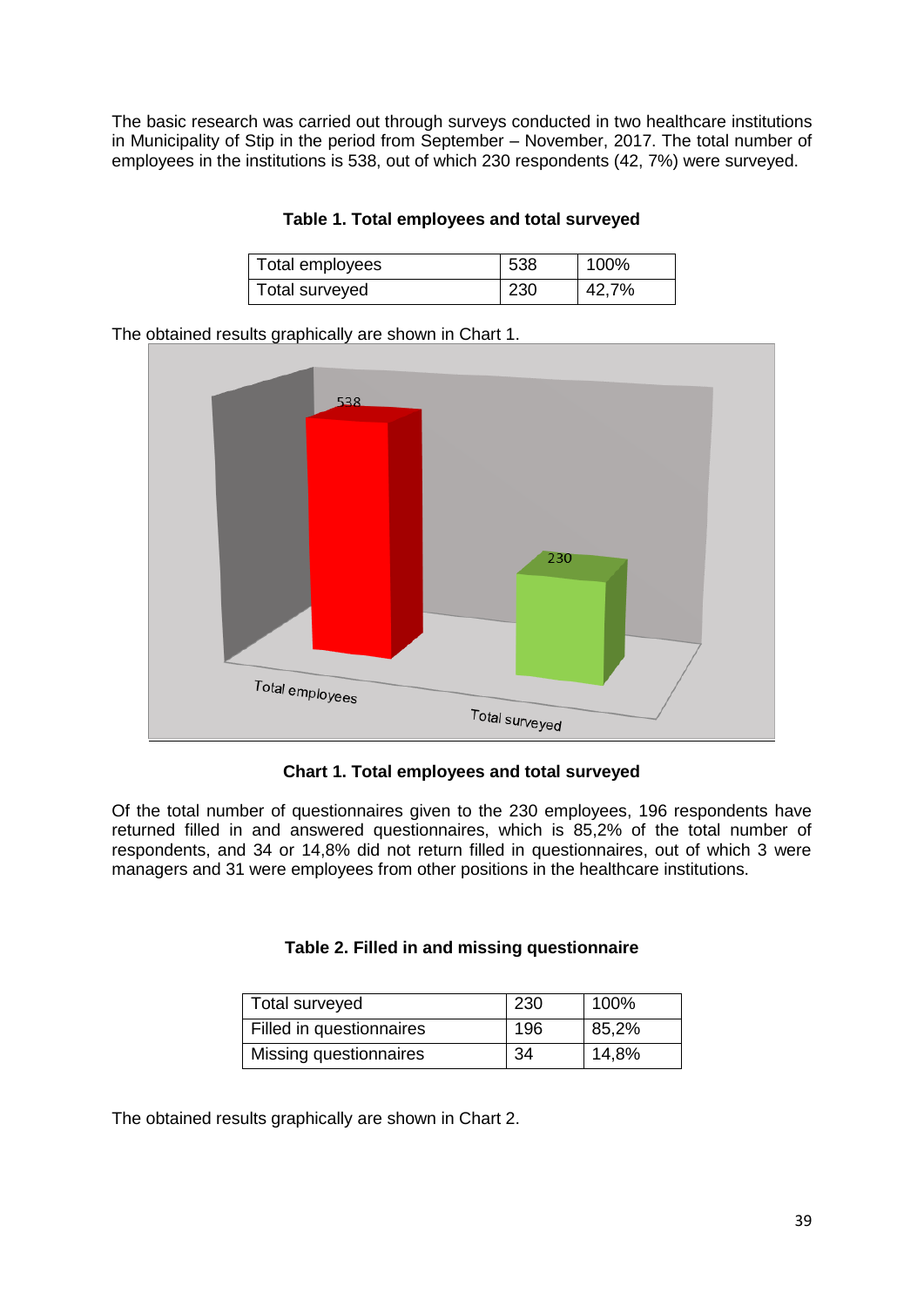The basic research was carried out through surveys conducted in two healthcare institutions in Municipality of Stip in the period from September – November, 2017. The total number of employees in the institutions is 538, out of which 230 respondents (42, 7%) were surveyed.

**Table 1. Total employees and total surveyed**

| Total employees | 538 | 100% |
|---|---|---|
| Total surveyed | 230 | 42,7% |

The obtained results graphically are shown in Chart 1.

**Chart 1. Total employees and total surveyed**

Of the total number of questionnaires given to the 230 employees, 196 respondents have returned filled in and answered questionnaires, which is 85,2% of the total number of respondents, and 34 or 14,8% did not return filled in questionnaires, out of which 3 were managers and 31 were employees from other positions in the healthcare institutions.

**Table 2. Filled in and missing questionnaire**

| Total surveyed | 230 | 100% |
|---|---|---|
| Filled in questionnaires | 196 | 85,2% |
| Missing questionnaires | 34 | 14,8% |

The obtained results graphically are shown in Chart 2.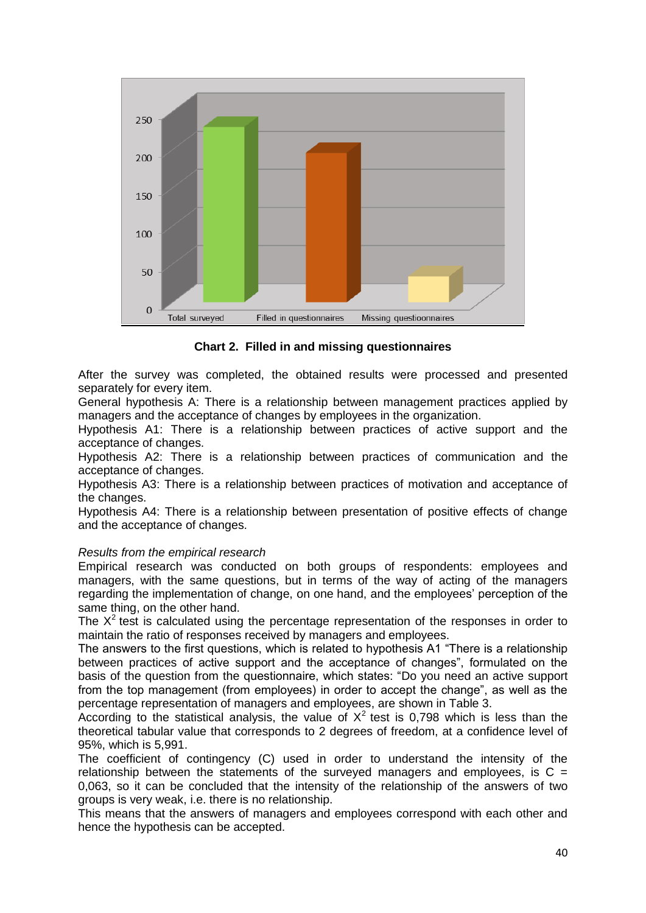**Chart 2. Filled in and missing questionnaires**

After the survey was completed, the obtained results were processed and presented separately for every item.

General hypothesis A: There is a relationship between management practices applied by managers and the acceptance of changes by employees in the organization.

Hypothesis A1: There is a relationship between practices of active support and the acceptance of changes.

Hypothesis A2: There is a relationship between practices of communication and the acceptance of changes.

Hypothesis A3: There is a relationship between practices of motivation and acceptance of the changes.

Hypothesis A4: There is a relationship between presentation of positive effects of change and the acceptance of changes.

*Results from the empirical research*

Empirical research was conducted on both groups of respondents: employees and managers, with the same questions, but in terms of the way of acting of the managers regarding the implementation of change, on one hand, and the employees' perception of the same thing, on the other hand.

The $X^2$ test is calculated using the percentage representation of the responses in order to maintain the ratio of responses received by managers and employees.

The answers to the first questions, which is related to hypothesis A1 "There is a relationship between practices of active support and the acceptance of changes", formulated on the basis of the question from the questionnaire, which states: "Do you need an active support from the top management (from employees) in order to accept the change", as well as the percentage representation of managers and employees, are shown in Table 3.

According to the statistical analysis, the value of $X^2$ test is 0,798 which is less than the theoretical tabular value that corresponds to 2 degrees of freedom, at a confidence level of 95%, which is 5,991.

The coefficient of contingency (C) used in order to understand the intensity of the relationship between the statements of the surveyed managers and employees, is C = 0,063, so it can be concluded that the intensity of the relationship of the answers of two groups is very weak, i.e. there is no relationship.

This means that the answers of managers and employees correspond with each other and hence the hypothesis can be accepted.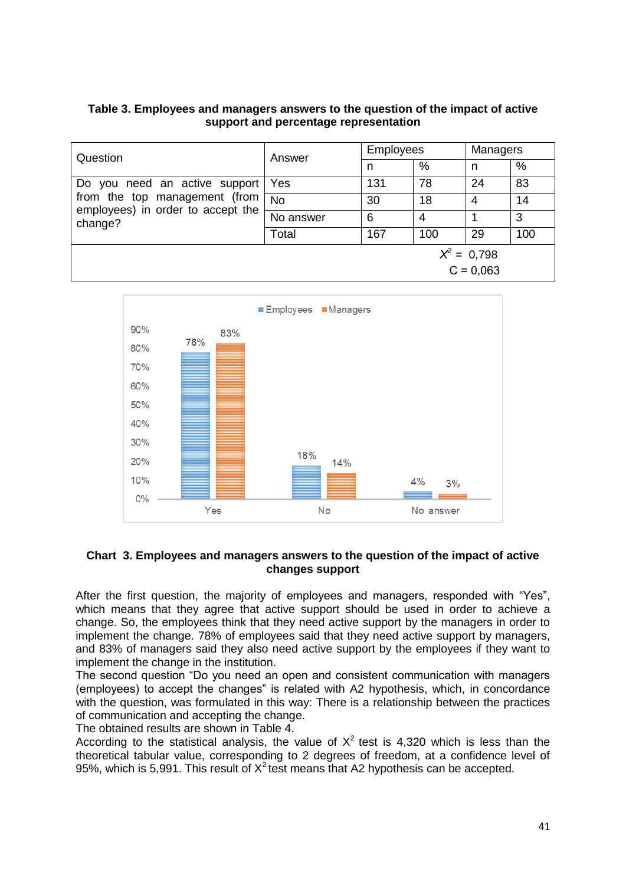**Table 3. Employees and managers answers to the question of the impact of active support and percentage representation**

| Question | Answer | Employees | | Managers | |
|---|---|---|---|---|---|
| | | n | % | n | % |
| Do you need an active support from the top management (from employees) in order to accept the change? | Yes | 131 | 78 | 24 | 83 |
| | No | 30 | 18 | 4 | 14 |
| | No answer | 6 | 4 | 1 | 3 |
| | Total | 167 | 100 | 29 | 100 |
| $X^2$ = 0,798<br>C = 0,063 | | | | | |

**Chart 3. Employees and managers answers to the question of the impact of active changes support**

After the first question, the majority of employees and managers, responded with "Yes", which means that they agree that active support should be used in order to achieve a change. So, the employees think that they need active support by the managers in order to implement the change. 78% of employees said that they need active support by managers, and 83% of managers said they also need active support by the employees if they want to implement the change in the institution.

The second question "Do you need an open and consistent communication with managers (employees) to accept the changes" is related with A2 hypothesis, which, in concordance with the question, was formulated in this way: There is a relationship between the practices of communication and accepting the change.

The obtained results are shown in Table 4.

According to the statistical analysis, the value of $X^2$ test is 4,320 which is less than the theoretical tabular value, corresponding to 2 degrees of freedom, at a confidence level of 95%, which is 5,991. This result of $X^2$ test means that A2 hypothesis can be accepted.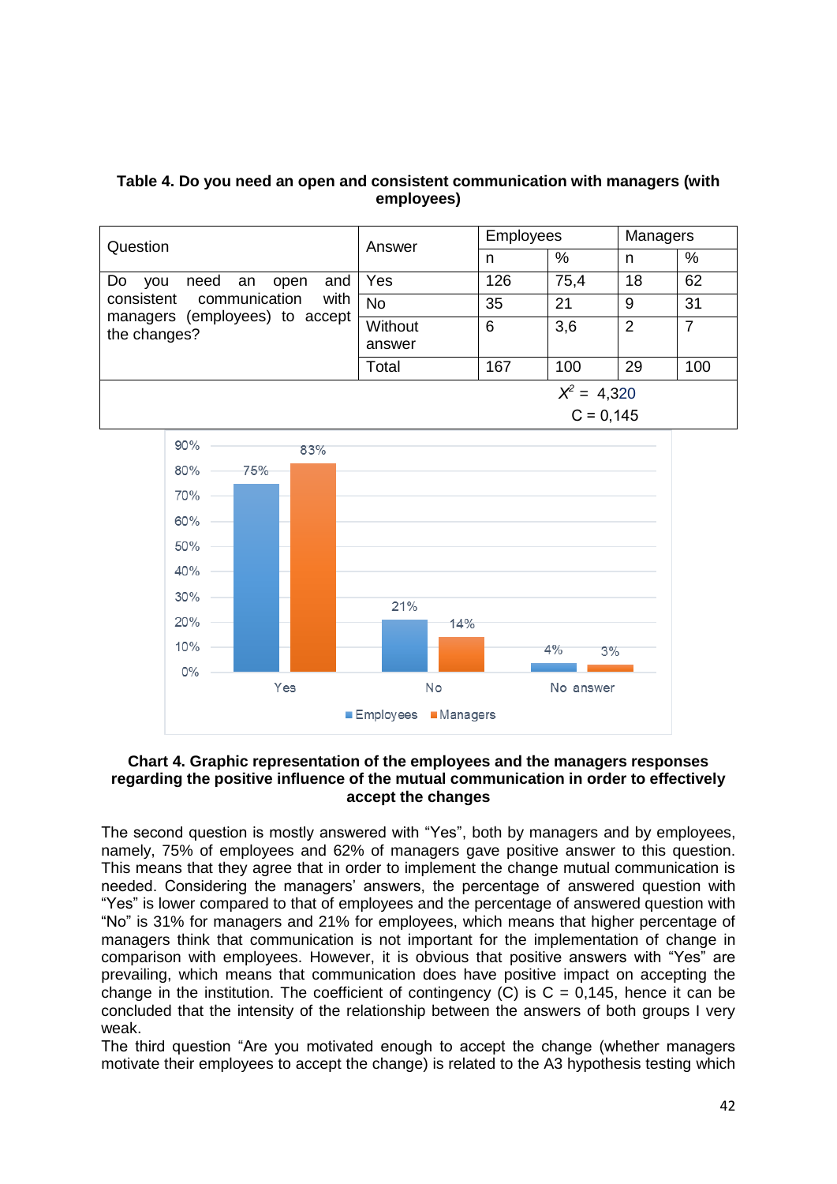**Table 4. Do you need an open and consistent communication with managers (with employees)**

| Question | Answer | Employees | | Managers | |
|---|---|---|---|---|---|
| | | n | % | n | % |
| Do you need an open and consistent communication with managers (employees) to accept the changes? | Yes | 126 | 75,4 | 18 | 62 |
| | No | 35 | 21 | 9 | 31 |
| | Without answer | 6 | 3,6 | 2 | 7 |
| | Total | 167 | 100 | 29 | 100 |
| $X^2$ = 4,320<br>C = 0,145 | | | | | |

**Chart 4. Graphic representation of the employees and the managers responses regarding the positive influence of the mutual communication in order to effectively accept the changes**

The second question is mostly answered with "Yes", both by managers and by employees, namely, 75% of employees and 62% of managers gave positive answer to this question. This means that they agree that in order to implement the change mutual communication is needed. Considering the managers' answers, the percentage of answered question with "Yes" is lower compared to that of employees and the percentage of answered question with "No" is 31% for managers and 21% for employees, which means that higher percentage of managers think that communication is not important for the implementation of change in comparison with employees. However, it is obvious that positive answers with "Yes" are prevailing, which means that communication does have positive impact on accepting the change in the institution. The coefficient of contingency (C) is C = 0,145, hence it can be concluded that the intensity of the relationship between the answers of both groups I very weak.

The third question "Are you motivated enough to accept the change (whether managers motivate their employees to accept the change) is related to the A3 hypothesis testing which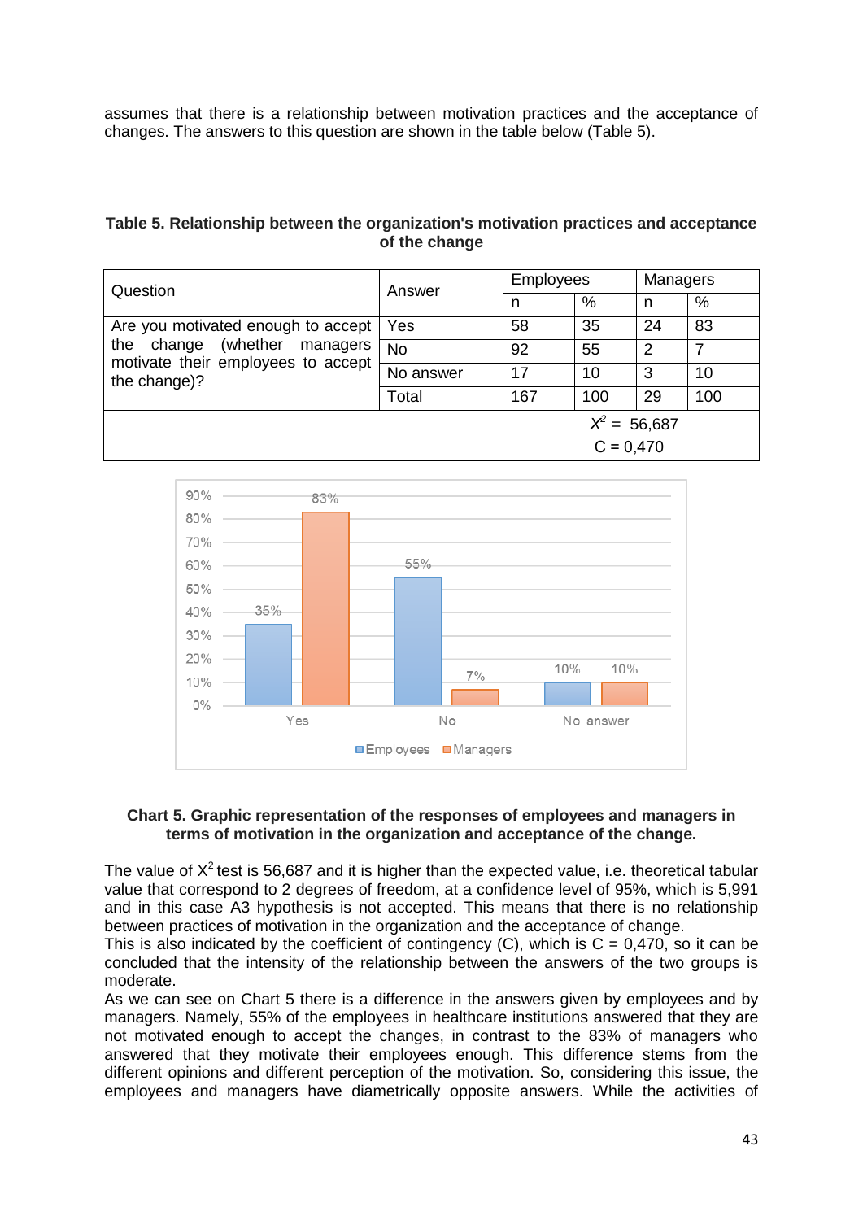assumes that there is a relationship between motivation practices and the acceptance of changes. The answers to this question are shown in the table below (Table 5).

**Table 5. Relationship between the organization's motivation practices and acceptance of the change**

| Question | Answer | Employees | | Managers | |
|---|---|---|---|---|---|
| | | n | % | n | % |
| Are you motivated enough to accept the change (whether managers motivate their employees to accept the change)? | Yes | 58 | 35 | 24 | 83 |
| | No | 92 | 55 | 2 | 7 |
| | No answer | 17 | 10 | 3 | 10 |
| | Total | 167 | 100 | 29 | 100 |
| $X^2$ = 56,687<br>C = 0,470 | | | | | |

**Chart 5. Graphic representation of the responses of employees and managers in terms of motivation in the organization and acceptance of the change.**

The value of $X^2$ test is 56,687 and it is higher than the expected value, i.e. theoretical tabular value that correspond to 2 degrees of freedom, at a confidence level of 95%, which is 5,991 and in this case A3 hypothesis is not accepted. This means that there is no relationship between practices of motivation in the organization and the acceptance of change.
This is also indicated by the coefficient of contingency (C), which is C = 0,470, so it can be concluded that the intensity of the relationship between the answers of the two groups is moderate.
As we can see on Chart 5 there is a difference in the answers given by employees and by managers. Namely, 55% of the employees in healthcare institutions answered that they are not motivated enough to accept the changes, in contrast to the 83% of managers who answered that they motivate their employees enough. This difference stems from the different opinions and different perception of the motivation. So, considering this issue, the employees and managers have diametrically opposite answers. While the activities of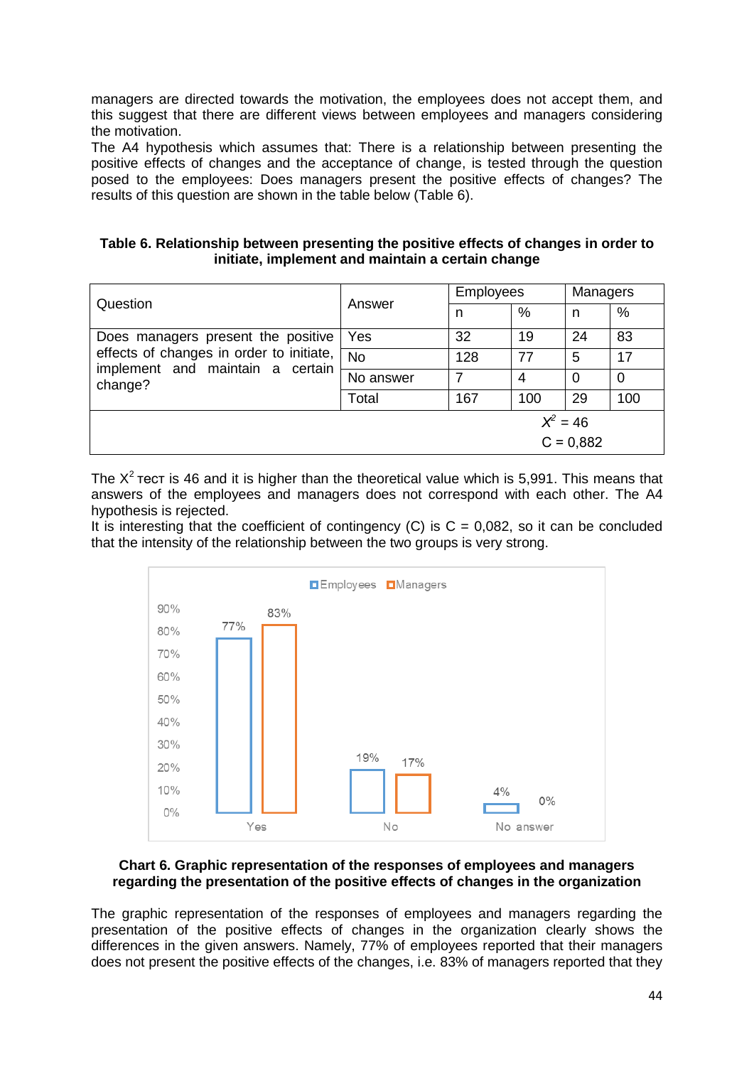managers are directed towards the motivation, the employees does not accept them, and this suggest that there are different views between employees and managers considering the motivation.

The A4 hypothesis which assumes that: There is a relationship between presenting the positive effects of changes and the acceptance of change, is tested through the question posed to the employees: Does managers present the positive effects of changes? The results of this question are shown in the table below (Table 6).

**Table 6. Relationship between presenting the positive effects of changes in order to initiate, implement and maintain a certain change**

| Question | Answer | Employees | | Managers | |
|---|---|---|---|---|---|
| | | n | % | n | % |
| Does managers present the positive effects of changes in order to initiate, implement and maintain a certain change? | Yes | 32 | 19 | 24 | 83 |
| | No | 128 | 77 | 5 | 17 |
| | No answer | 7 | 4 | 0 | 0 |
| | Total | 167 | 100 | 29 | 100 |
| | | | | $X^2 = 46$<br>C = 0,882 | |

The $X^2$ тест is 46 and it is higher than the theoretical value which is 5,991. This means that answers of the employees and managers does not correspond with each other. The A4 hypothesis is rejected.

It is interesting that the coefficient of contingency (C) is C = 0,082, so it can be concluded that the intensity of the relationship between the two groups is very strong.

**Chart 6. Graphic representation of the responses of employees and managers regarding the presentation of the positive effects of changes in the organization**

The graphic representation of the responses of employees and managers regarding the presentation of the positive effects of changes in the organization clearly shows the differences in the given answers. Namely, 77% of employees reported that their managers does not present the positive effects of the changes, i.e. 83% of managers reported that they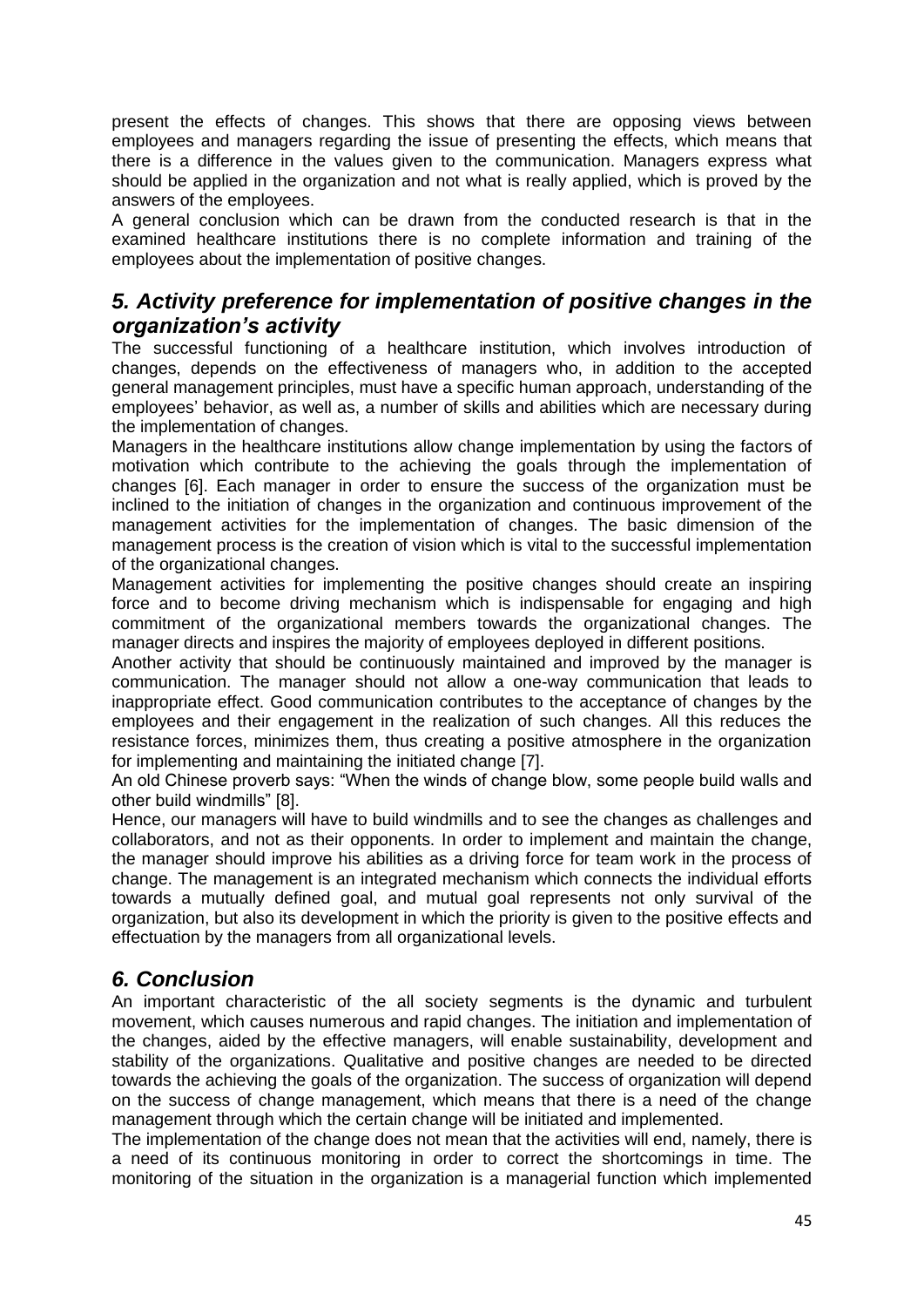present the effects of changes. This shows that there are opposing views between employees and managers regarding the issue of presenting the effects, which means that there is a difference in the values given to the communication. Managers express what should be applied in the organization and not what is really applied, which is proved by the answers of the employees.

A general conclusion which can be drawn from the conducted research is that in the examined healthcare institutions there is no complete information and training of the employees about the implementation of positive changes.

## *5. Activity preference for implementation of positive changes in the organization's activity*

The successful functioning of a healthcare institution, which involves introduction of changes, depends on the effectiveness of managers who, in addition to the accepted general management principles, must have a specific human approach, understanding of the employees' behavior, as well as, a number of skills and abilities which are necessary during the implementation of changes.

Managers in the healthcare institutions allow change implementation by using the factors of motivation which contribute to the achieving the goals through the implementation of changes [6]. Each manager in order to ensure the success of the organization must be inclined to the initiation of changes in the organization and continuous improvement of the management activities for the implementation of changes. The basic dimension of the management process is the creation of vision which is vital to the successful implementation of the organizational changes.

Management activities for implementing the positive changes should create an inspiring force and to become driving mechanism which is indispensable for engaging and high commitment of the organizational members towards the organizational changes. The manager directs and inspires the majority of employees deployed in different positions.

Another activity that should be continuously maintained and improved by the manager is communication. The manager should not allow a one-way communication that leads to inappropriate effect. Good communication contributes to the acceptance of changes by the employees and their engagement in the realization of such changes. All this reduces the resistance forces, minimizes them, thus creating a positive atmosphere in the organization for implementing and maintaining the initiated change [7].

An old Chinese proverb says: "When the winds of change blow, some people build walls and other build windmills" [8].

Hence, our managers will have to build windmills and to see the changes as challenges and collaborators, and not as their opponents. In order to implement and maintain the change, the manager should improve his abilities as a driving force for team work in the process of change. The management is an integrated mechanism which connects the individual efforts towards a mutually defined goal, and mutual goal represents not only survival of the organization, but also its development in which the priority is given to the positive effects and effectuation by the managers from all organizational levels.

## *6. Conclusion*

An important characteristic of the all society segments is the dynamic and turbulent movement, which causes numerous and rapid changes. The initiation and implementation of the changes, aided by the effective managers, will enable sustainability, development and stability of the organizations. Qualitative and positive changes are needed to be directed towards the achieving the goals of the organization. The success of organization will depend on the success of change management, which means that there is a need of the change management through which the certain change will be initiated and implemented.

The implementation of the change does not mean that the activities will end, namely, there is a need of its continuous monitoring in order to correct the shortcomings in time. The monitoring of the situation in the organization is a managerial function which implemented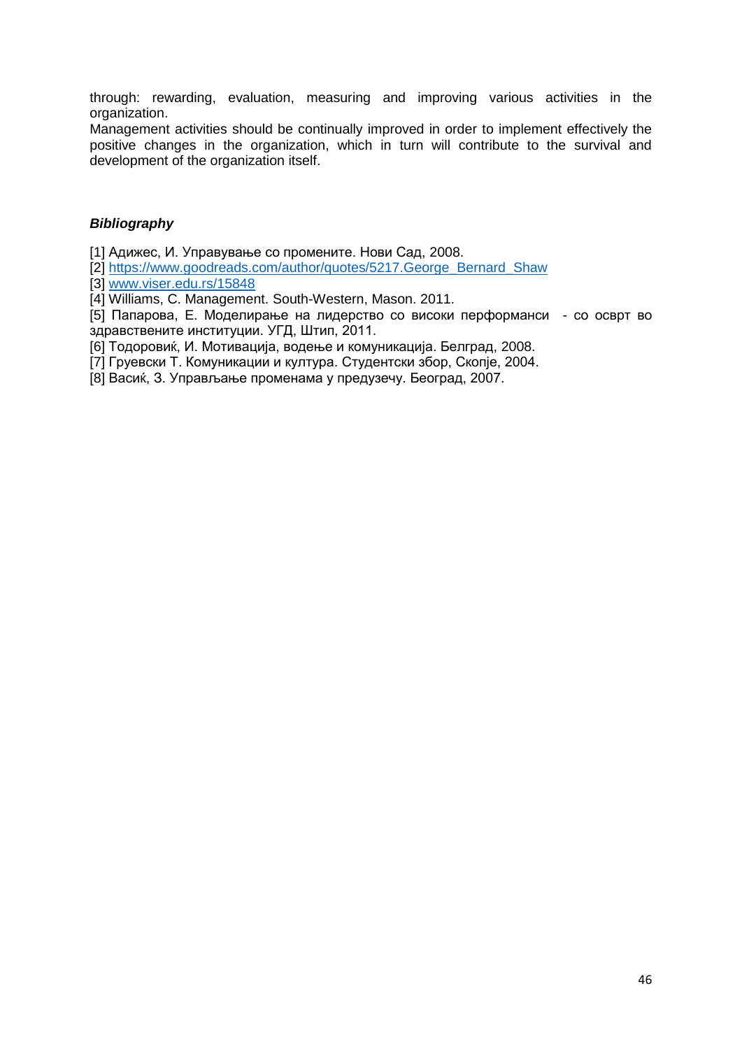through: rewarding, evaluation, measuring and improving various activities in the organization.
Management activities should be continually improved in order to implement effectively the positive changes in the organization, which in turn will contribute to the survival and development of the organization itself.

### ***Bibliography***

[1] Адижес, И. Управување со промените. Нови Сад, 2008.
[2] https://www.goodreads.com/author/quotes/5217.George_Bernard_Shaw
[3] www.viser.edu.rs/15848
[4] Williams, C. Management. South-Western, Mason. 2011.
[5] Папарова, Е. Моделирање на лидерство со високи перформанси - со осврт во здравствените институции. УГД, Штип, 2011.
[6] Тодоровиќ, И. Мотивација, водење и комуникација. Белград, 2008.
[7] Груевски Т. Комуникации и култура. Студентски збор, Скопје, 2004.
[8] Васиќ, З. Управљање променама у предузечу. Београд, 2007.